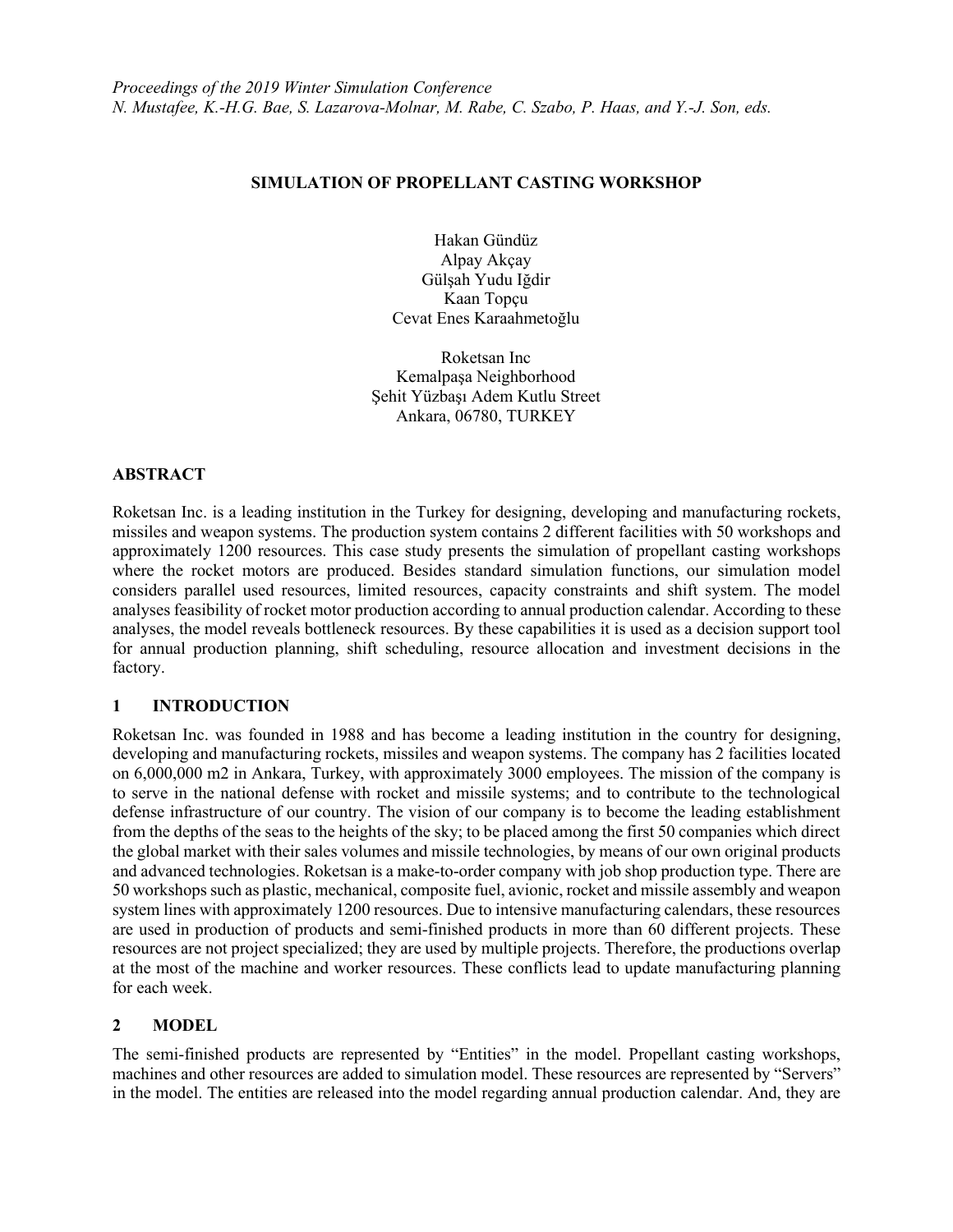*Proceedings of the 2019 Winter Simulation Conference*
*N. Mustafee, K.-H.G. Bae, S. Lazarova-Molnar, M. Rabe, C. Szabo, P. Haas, and Y.-J. Son, eds.*

# SIMULATION OF PROPELLANT CASTING WORKSHOP

Hakan Gündüz
Alpay Akçay
Gülşah Yudu Iğdir
Kaan Topçu
Cevat Enes Karaahmetoğlu

Roketsan Inc
Kemalpaşa Neighborhood
Şehit Yüzbaşı Adem Kutlu Street
Ankara, 06780, TURKEY

## ABSTRACT

Roketsan Inc. is a leading institution in the Turkey for designing, developing and manufacturing rockets, missiles and weapon systems. The production system contains 2 different facilities with 50 workshops and approximately 1200 resources. This case study presents the simulation of propellant casting workshops where the rocket motors are produced. Besides standard simulation functions, our simulation model considers parallel used resources, limited resources, capacity constraints and shift system. The model analyses feasibility of rocket motor production according to annual production calendar. According to these analyses, the model reveals bottleneck resources. By these capabilities it is used as a decision support tool for annual production planning, shift scheduling, resource allocation and investment decisions in the factory.

## 1 INTRODUCTION

Roketsan Inc. was founded in 1988 and has become a leading institution in the country for designing, developing and manufacturing rockets, missiles and weapon systems. The company has 2 facilities located on 6,000,000 m2 in Ankara, Turkey, with approximately 3000 employees. The mission of the company is to serve in the national defense with rocket and missile systems; and to contribute to the technological defense infrastructure of our country. The vision of our company is to become the leading establishment from the depths of the seas to the heights of the sky; to be placed among the first 50 companies which direct the global market with their sales volumes and missile technologies, by means of our own original products and advanced technologies. Roketsan is a make-to-order company with job shop production type. There are 50 workshops such as plastic, mechanical, composite fuel, avionic, rocket and missile assembly and weapon system lines with approximately 1200 resources. Due to intensive manufacturing calendars, these resources are used in production of products and semi-finished products in more than 60 different projects. These resources are not project specialized; they are used by multiple projects. Therefore, the productions overlap at the most of the machine and worker resources. These conflicts lead to update manufacturing planning for each week.

## 2 MODEL

The semi-finished products are represented by "Entities" in the model. Propellant casting workshops, machines and other resources are added to simulation model. These resources are represented by "Servers" in the model. The entities are released into the model regarding annual production calendar. And, they are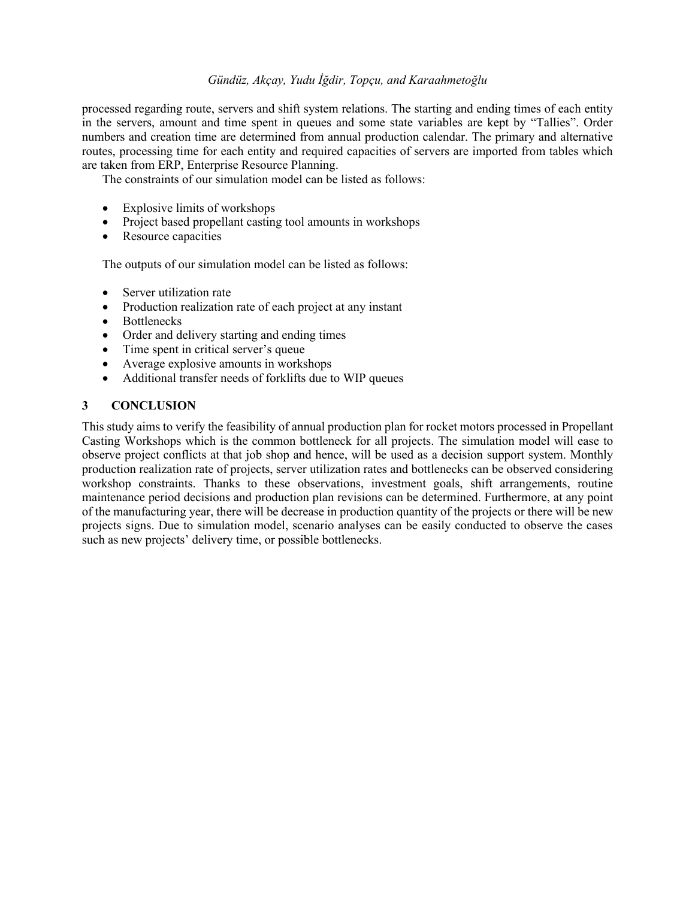processed regarding route, servers and shift system relations. The starting and ending times of each entity in the servers, amount and time spent in queues and some state variables are kept by "Tallies". Order numbers and creation time are determined from annual production calendar. The primary and alternative routes, processing time for each entity and required capacities of servers are imported from tables which are taken from ERP, Enterprise Resource Planning.

The constraints of our simulation model can be listed as follows:

- Explosive limits of workshops
- Project based propellant casting tool amounts in workshops
- Resource capacities

The outputs of our simulation model can be listed as follows:

- Server utilization rate
- Production realization rate of each project at any instant
- Bottlenecks
- Order and delivery starting and ending times
- Time spent in critical server's queue
- Average explosive amounts in workshops
- Additional transfer needs of forklifts due to WIP queues

## 3 CONCLUSION

This study aims to verify the feasibility of annual production plan for rocket motors processed in Propellant Casting Workshops which is the common bottleneck for all projects. The simulation model will ease to observe project conflicts at that job shop and hence, will be used as a decision support system. Monthly production realization rate of projects, server utilization rates and bottlenecks can be observed considering workshop constraints. Thanks to these observations, investment goals, shift arrangements, routine maintenance period decisions and production plan revisions can be determined. Furthermore, at any point of the manufacturing year, there will be decrease in production quantity of the projects or there will be new projects signs. Due to simulation model, scenario analyses can be easily conducted to observe the cases such as new projects' delivery time, or possible bottlenecks.